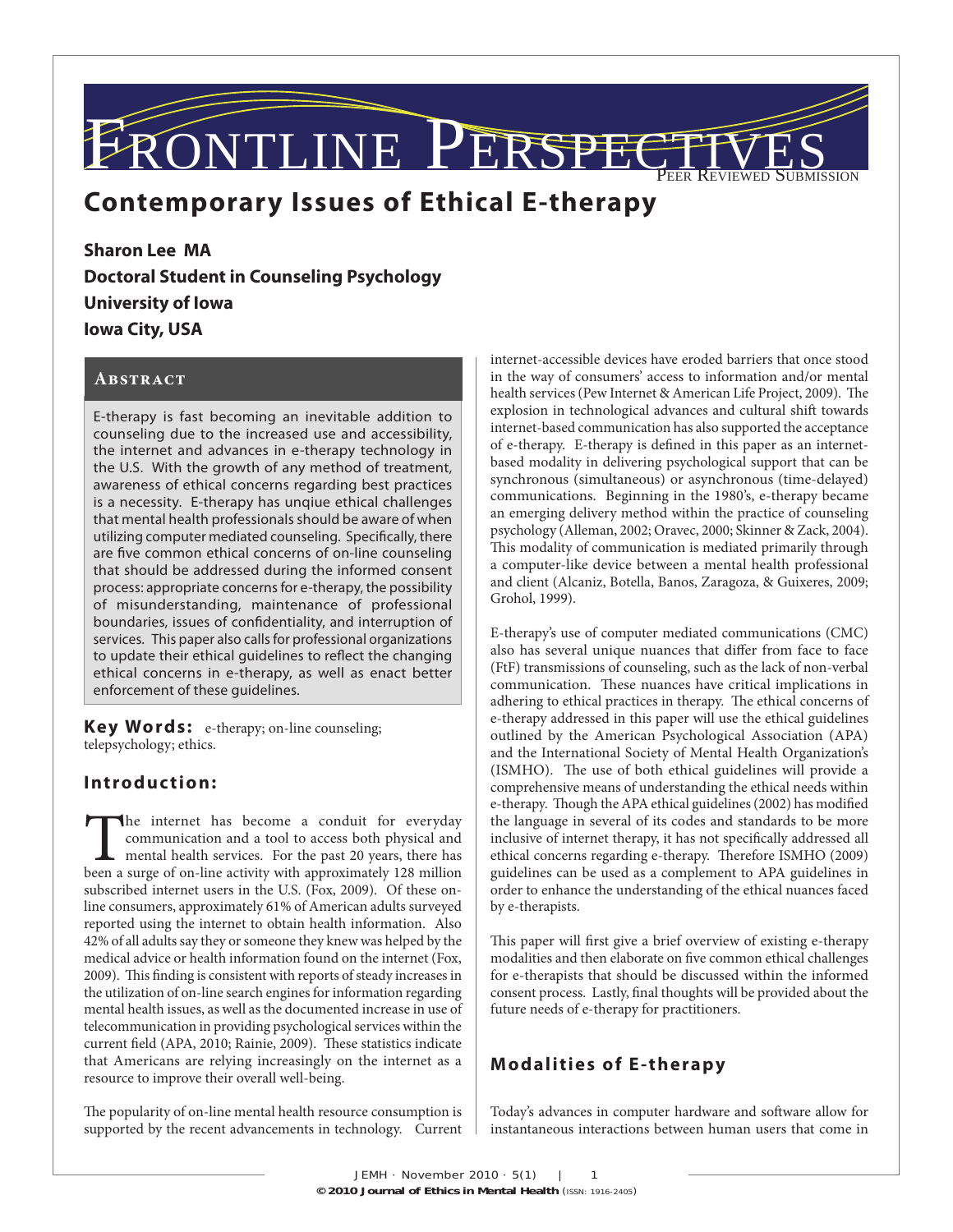Frontline Perspectives

Peer Reviewed Submission

# Contemporary Issues of Ethical E-therapy

**Sharon Lee MA**
**Doctoral Student in Counseling Psychology**
**University of Iowa**
**Iowa City, USA**

## Abstract

E-therapy is fast becoming an inevitable addition to counseling due to the increased use and accessibility, the internet and advances in e-therapy technology in the U.S. With the growth of any method of treatment, awareness of ethical concerns regarding best practices is a necessity. E-therapy has unqiue ethical challenges that mental health professionals should be aware of when utilizing computer mediated counseling. Specifically, there are five common ethical concerns of on-line counseling that should be addressed during the informed consent process: appropriate concerns for e-therapy, the possibility of misunderstanding, maintenance of professional boundaries, issues of confidentiality, and interruption of services. This paper also calls for professional organizations to update their ethical guidelines to reflect the changing ethical concerns in e-therapy, as well as enact better enforcement of these guidelines.

**Key Words:** e-therapy; on-line counseling; telepsychology; ethics.

## Introduction:

The internet has become a conduit for everyday communication and a tool to access both physical and mental health services. For the past 20 years, there has been a surge of on-line activity with approximately 128 million subscribed internet users in the U.S. (Fox, 2009). Of these on-line consumers, approximately 61% of American adults surveyed reported using the internet to obtain health information. Also 42% of all adults say they or someone they knew was helped by the medical advice or health information found on the internet (Fox, 2009). This finding is consistent with reports of steady increases in the utilization of on-line search engines for information regarding mental health issues, as well as the documented increase in use of telecommunication in providing psychological services within the current field (APA, 2010; Rainie, 2009). These statistics indicate that Americans are relying increasingly on the internet as a resource to improve their overall well-being.

The popularity of on-line mental health resource consumption is supported by the recent advancements in technology. Current internet-accessible devices have eroded barriers that once stood in the way of consumers' access to information and/or mental health services (Pew Internet & American Life Project, 2009). The explosion in technological advances and cultural shift towards internet-based communication has also supported the acceptance of e-therapy. E-therapy is defined in this paper as an internet-based modality in delivering psychological support that can be synchronous (simultaneous) or asynchronous (time-delayed) communications. Beginning in the 1980's, e-therapy became an emerging delivery method within the practice of counseling psychology (Alleman, 2002; Oravec, 2000; Skinner & Zack, 2004). This modality of communication is mediated primarily through a computer-like device between a mental health professional and client (Alcaniz, Botella, Banos, Zaragoza, & Guixeres, 2009; Grohol, 1999).

E-therapy's use of computer mediated communications (CMC) also has several unique nuances that differ from face to face (FtF) transmissions of counseling, such as the lack of non-verbal communication. These nuances have critical implications in adhering to ethical practices in therapy. The ethical concerns of e-therapy addressed in this paper will use the ethical guidelines outlined by the American Psychological Association (APA) and the International Society of Mental Health Organization's (ISMHO). The use of both ethical guidelines will provide a comprehensive means of understanding the ethical needs within e-therapy. Though the APA ethical guidelines (2002) has modified the language in several of its codes and standards to be more inclusive of internet therapy, it has not specifically addressed all ethical concerns regarding e-therapy. Therefore ISMHO (2009) guidelines can be used as a complement to APA guidelines in order to enhance the understanding of the ethical nuances faced by e-therapists.

This paper will first give a brief overview of existing e-therapy modalities and then elaborate on five common ethical challenges for e-therapists that should be discussed within the informed consent process. Lastly, final thoughts will be provided about the future needs of e-therapy for practitioners.

## Modalities of E-therapy

Today's advances in computer hardware and software allow for instantaneous interactions between human users that come in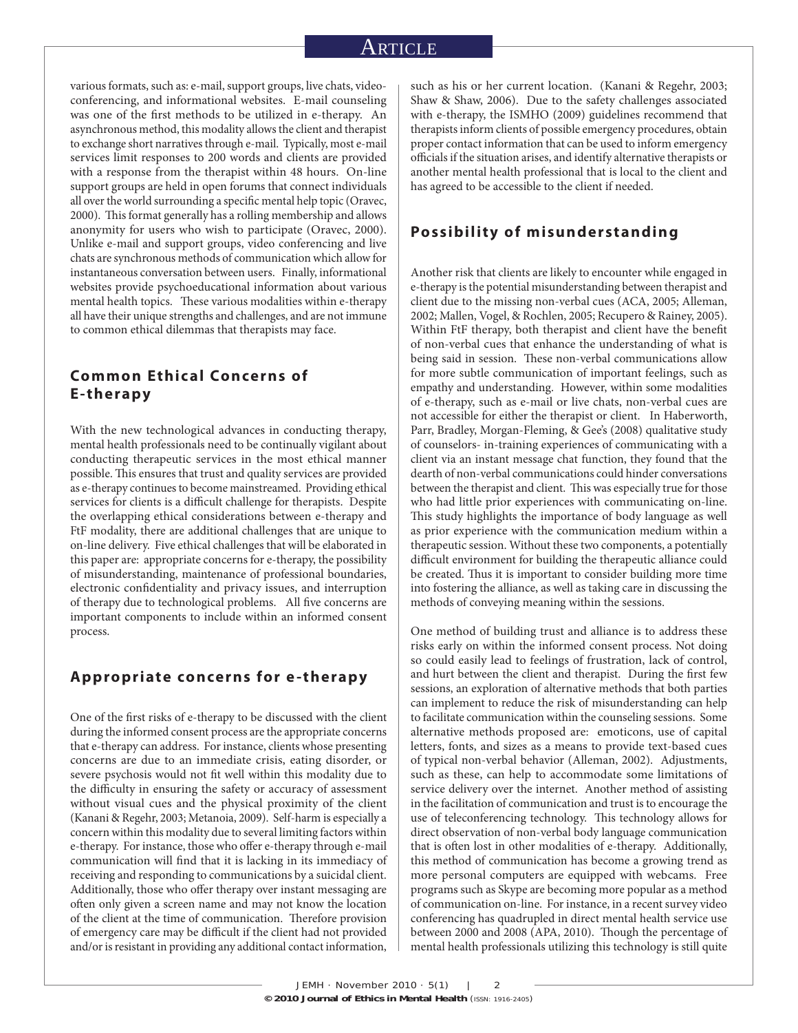various formats, such as: e-mail, support groups, live chats, video-conferencing, and informational websites. E-mail counseling was one of the first methods to be utilized in e-therapy. An asynchronous method, this modality allows the client and therapist to exchange short narratives through e-mail. Typically, most e-mail services limit responses to 200 words and clients are provided with a response from the therapist within 48 hours. On-line support groups are held in open forums that connect individuals all over the world surrounding a specific mental help topic (Oravec, 2000). This format generally has a rolling membership and allows anonymity for users who wish to participate (Oravec, 2000). Unlike e-mail and support groups, video conferencing and live chats are synchronous methods of communication which allow for instantaneous conversation between users. Finally, informational websites provide psychoeducational information about various mental health topics. These various modalities within e-therapy all have their unique strengths and challenges, and are not immune to common ethical dilemmas that therapists may face.

## Common Ethical Concerns of E-therapy

With the new technological advances in conducting therapy, mental health professionals need to be continually vigilant about conducting therapeutic services in the most ethical manner possible. This ensures that trust and quality services are provided as e-therapy continues to become mainstreamed. Providing ethical services for clients is a difficult challenge for therapists. Despite the overlapping ethical considerations between e-therapy and FtF modality, there are additional challenges that are unique to on-line delivery. Five ethical challenges that will be elaborated in this paper are: appropriate concerns for e-therapy, the possibility of misunderstanding, maintenance of professional boundaries, electronic confidentiality and privacy issues, and interruption of therapy due to technological problems. All five concerns are important components to include within an informed consent process.

## Appropriate concerns for e-therapy

One of the first risks of e-therapy to be discussed with the client during the informed consent process are the appropriate concerns that e-therapy can address. For instance, clients whose presenting concerns are due to an immediate crisis, eating disorder, or severe psychosis would not fit well within this modality due to the difficulty in ensuring the safety or accuracy of assessment without visual cues and the physical proximity of the client (Kanani & Regehr, 2003; Metanoia, 2009). Self-harm is especially a concern within this modality due to several limiting factors within e-therapy. For instance, those who offer e-therapy through e-mail communication will find that it is lacking in its immediacy of receiving and responding to communications by a suicidal client. Additionally, those who offer therapy over instant messaging are often only given a screen name and may not know the location of the client at the time of communication. Therefore provision of emergency care may be difficult if the client had not provided and/or is resistant in providing any additional contact information, such as his or her current location. (Kanani & Regehr, 2003; Shaw & Shaw, 2006). Due to the safety challenges associated with e-therapy, the ISMHO (2009) guidelines recommend that therapists inform clients of possible emergency procedures, obtain proper contact information that can be used to inform emergency officials if the situation arises, and identify alternative therapists or another mental health professional that is local to the client and has agreed to be accessible to the client if needed.

## Possibility of misunderstanding

Another risk that clients are likely to encounter while engaged in e-therapy is the potential misunderstanding between therapist and client due to the missing non-verbal cues (ACA, 2005; Alleman, 2002; Mallen, Vogel, & Rochlen, 2005; Recupero & Rainey, 2005). Within FtF therapy, both therapist and client have the benefit of non-verbal cues that enhance the understanding of what is being said in session. These non-verbal communications allow for more subtle communication of important feelings, such as empathy and understanding. However, within some modalities of e-therapy, such as e-mail or live chats, non-verbal cues are not accessible for either the therapist or client. In Haberworth, Parr, Bradley, Morgan-Fleming, & Gee's (2008) qualitative study of counselors- in-training experiences of communicating with a client via an instant message chat function, they found that the dearth of non-verbal communications could hinder conversations between the therapist and client. This was especially true for those who had little prior experiences with communicating on-line. This study highlights the importance of body language as well as prior experience with the communication medium within a therapeutic session. Without these two components, a potentially difficult environment for building the therapeutic alliance could be created. Thus it is important to consider building more time into fostering the alliance, as well as taking care in discussing the methods of conveying meaning within the sessions.

One method of building trust and alliance is to address these risks early on within the informed consent process. Not doing so could easily lead to feelings of frustration, lack of control, and hurt between the client and therapist. During the first few sessions, an exploration of alternative methods that both parties can implement to reduce the risk of misunderstanding can help to facilitate communication within the counseling sessions. Some alternative methods proposed are: emoticons, use of capital letters, fonts, and sizes as a means to provide text-based cues of typical non-verbal behavior (Alleman, 2002). Adjustments, such as these, can help to accommodate some limitations of service delivery over the internet. Another method of assisting in the facilitation of communication and trust is to encourage the use of teleconferencing technology. This technology allows for direct observation of non-verbal body language communication that is often lost in other modalities of e-therapy. Additionally, this method of communication has become a growing trend as more personal computers are equipped with webcams. Free programs such as Skype are becoming more popular as a method of communication on-line. For instance, in a recent survey video conferencing has quadrupled in direct mental health service use between 2000 and 2008 (APA, 2010). Though the percentage of mental health professionals utilizing this technology is still quite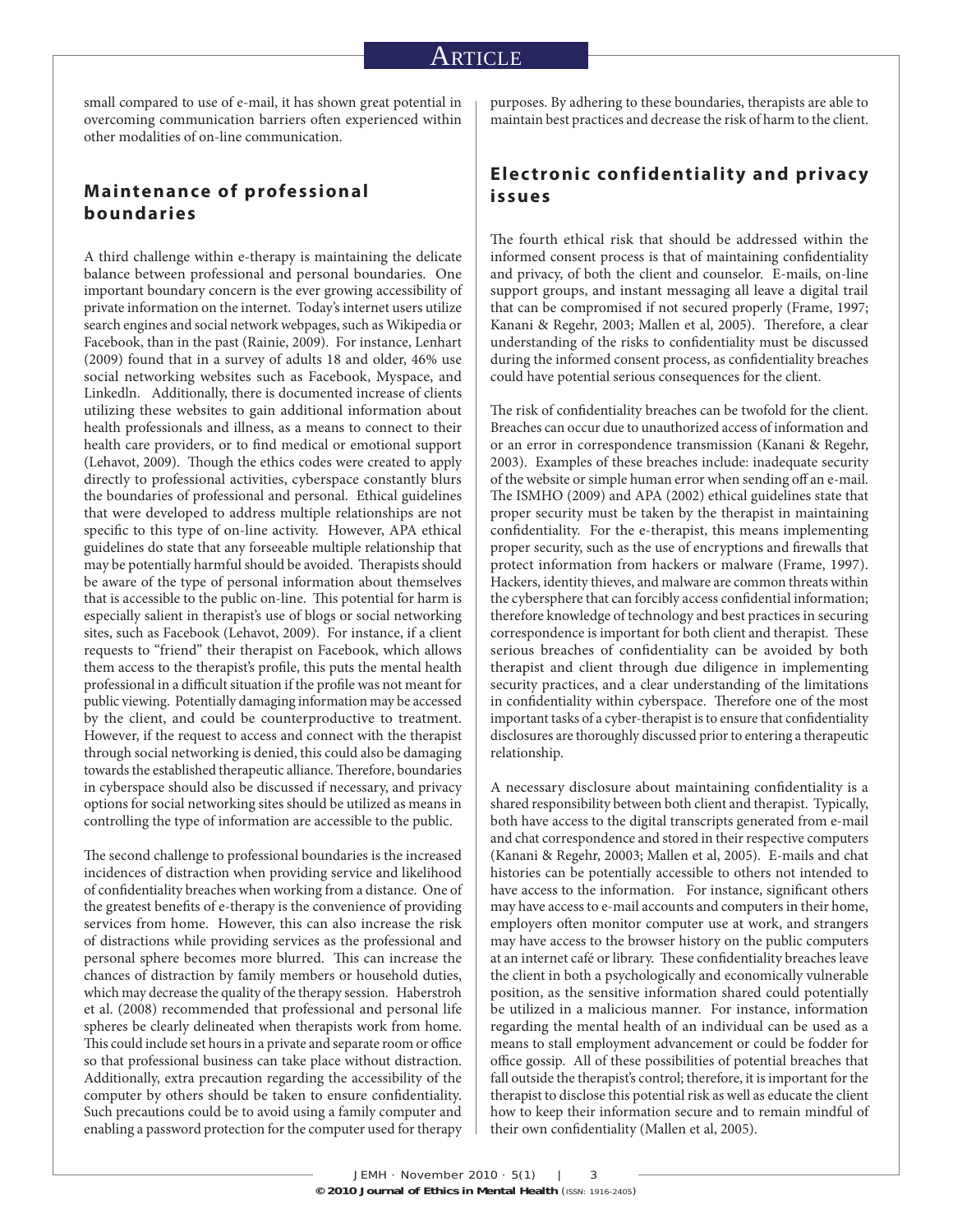small compared to use of e-mail, it has shown great potential in overcoming communication barriers often experienced within other modalities of on-line communication.

## Maintenance of professional boundaries

A third challenge within e-therapy is maintaining the delicate balance between professional and personal boundaries. One important boundary concern is the ever growing accessibility of private information on the internet. Today's internet users utilize search engines and social network webpages, such as Wikipedia or Facebook, than in the past (Rainie, 2009). For instance, Lenhart (2009) found that in a survey of adults 18 and older, 46% use social networking websites such as Facebook, Myspace, and Linkedln. Additionally, there is documented increase of clients utilizing these websites to gain additional information about health professionals and illness, as a means to connect to their health care providers, or to find medical or emotional support (Lehavot, 2009). Though the ethics codes were created to apply directly to professional activities, cyberspace constantly blurs the boundaries of professional and personal. Ethical guidelines that were developed to address multiple relationships are not specific to this type of on-line activity. However, APA ethical guidelines do state that any forseeable multiple relationship that may be potentially harmful should be avoided. Therapists should be aware of the type of personal information about themselves that is accessible to the public on-line. This potential for harm is especially salient in therapist's use of blogs or social networking sites, such as Facebook (Lehavot, 2009). For instance, if a client requests to "friend" their therapist on Facebook, which allows them access to the therapist's profile, this puts the mental health professional in a difficult situation if the profile was not meant for public viewing. Potentially damaging information may be accessed by the client, and could be counterproductive to treatment. However, if the request to access and connect with the therapist through social networking is denied, this could also be damaging towards the established therapeutic alliance. Therefore, boundaries in cyberspace should also be discussed if necessary, and privacy options for social networking sites should be utilized as means in controlling the type of information are accessible to the public.

The second challenge to professional boundaries is the increased incidences of distraction when providing service and likelihood of confidentiality breaches when working from a distance. One of the greatest benefits of e-therapy is the convenience of providing services from home. However, this can also increase the risk of distractions while providing services as the professional and personal sphere becomes more blurred. This can increase the chances of distraction by family members or household duties, which may decrease the quality of the therapy session. Haberstroh et al. (2008) recommended that professional and personal life spheres be clearly delineated when therapists work from home. This could include set hours in a private and separate room or office so that professional business can take place without distraction. Additionally, extra precaution regarding the accessibility of the computer by others should be taken to ensure confidentiality. Such precautions could be to avoid using a family computer and enabling a password protection for the computer used for therapy purposes. By adhering to these boundaries, therapists are able to maintain best practices and decrease the risk of harm to the client.

## Electronic confidentiality and privacy issues

The fourth ethical risk that should be addressed within the informed consent process is that of maintaining confidentiality and privacy, of both the client and counselor. E-mails, on-line support groups, and instant messaging all leave a digital trail that can be compromised if not secured properly (Frame, 1997; Kanani & Regehr, 2003; Mallen et al, 2005). Therefore, a clear understanding of the risks to confidentiality must be discussed during the informed consent process, as confidentiality breaches could have potential serious consequences for the client.

The risk of confidentiality breaches can be twofold for the client. Breaches can occur due to unauthorized access of information and or an error in correspondence transmission (Kanani & Regehr, 2003). Examples of these breaches include: inadequate security of the website or simple human error when sending off an e-mail. The ISMHO (2009) and APA (2002) ethical guidelines state that proper security must be taken by the therapist in maintaining confidentiality. For the e-therapist, this means implementing proper security, such as the use of encryptions and firewalls that protect information from hackers or malware (Frame, 1997). Hackers, identity thieves, and malware are common threats within the cybersphere that can forcibly access confidential information; therefore knowledge of technology and best practices in securing correspondence is important for both client and therapist. These serious breaches of confidentiality can be avoided by both therapist and client through due diligence in implementing security practices, and a clear understanding of the limitations in confidentiality within cyberspace. Therefore one of the most important tasks of a cyber-therapist is to ensure that confidentiality disclosures are thoroughly discussed prior to entering a therapeutic relationship.

A necessary disclosure about maintaining confidentiality is a shared responsibility between both client and therapist. Typically, both have access to the digital transcripts generated from e-mail and chat correspondence and stored in their respective computers (Kanani & Regehr, 20003; Mallen et al, 2005). E-mails and chat histories can be potentially accessible to others not intended to have access to the information. For instance, significant others may have access to e-mail accounts and computers in their home, employers often monitor computer use at work, and strangers may have access to the browser history on the public computers at an internet café or library. These confidentiality breaches leave the client in both a psychologically and economically vulnerable position, as the sensitive information shared could potentially be utilized in a malicious manner. For instance, information regarding the mental health of an individual can be used as a means to stall employment advancement or could be fodder for office gossip. All of these possibilities of potential breaches that fall outside the therapist's control; therefore, it is important for the therapist to disclose this potential risk as well as educate the client how to keep their information secure and to remain mindful of their own confidentiality (Mallen et al, 2005).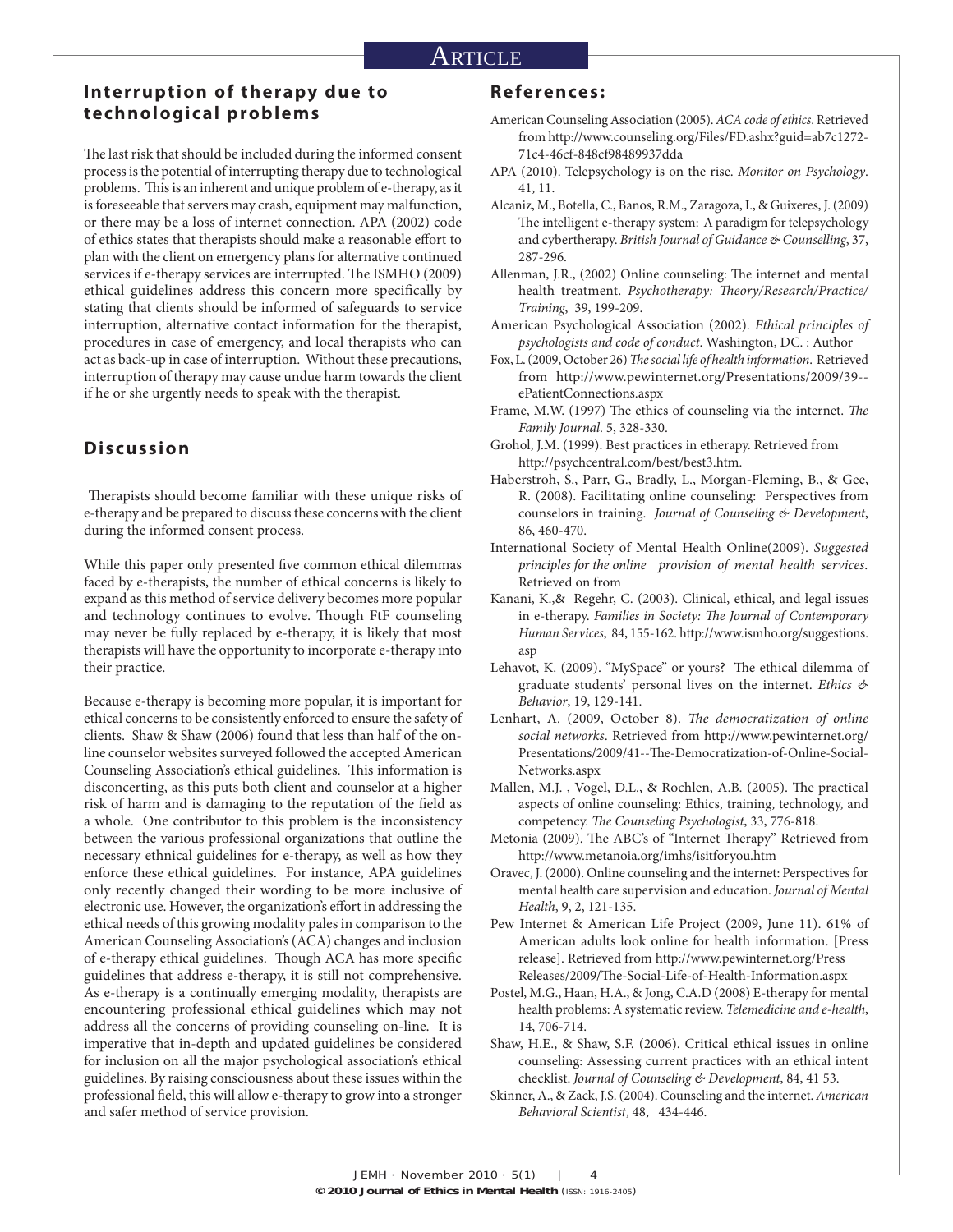## Interruption of therapy due to technological problems

The last risk that should be included during the informed consent process is the potential of interrupting therapy due to technological problems. This is an inherent and unique problem of e-therapy, as it is foreseeable that servers may crash, equipment may malfunction, or there may be a loss of internet connection. APA (2002) code of ethics states that therapists should make a reasonable effort to plan with the client on emergency plans for alternative continued services if e-therapy services are interrupted. The ISMHO (2009) ethical guidelines address this concern more specifically by stating that clients should be informed of safeguards to service interruption, alternative contact information for the therapist, procedures in case of emergency, and local therapists who can act as back-up in case of interruption. Without these precautions, interruption of therapy may cause undue harm towards the client if he or she urgently needs to speak with the therapist.

## Discussion

Therapists should become familiar with these unique risks of e-therapy and be prepared to discuss these concerns with the client during the informed consent process.

While this paper only presented five common ethical dilemmas faced by e-therapists, the number of ethical concerns is likely to expand as this method of service delivery becomes more popular and technology continues to evolve. Though FtF counseling may never be fully replaced by e-therapy, it is likely that most therapists will have the opportunity to incorporate e-therapy into their practice.

Because e-therapy is becoming more popular, it is important for ethical concerns to be consistently enforced to ensure the safety of clients. Shaw & Shaw (2006) found that less than half of the on-line counselor websites surveyed followed the accepted American Counseling Association's ethical guidelines. This information is disconcerting, as this puts both client and counselor at a higher risk of harm and is damaging to the reputation of the field as a whole. One contributor to this problem is the inconsistency between the various professional organizations that outline the necessary ethnical guidelines for e-therapy, as well as how they enforce these ethical guidelines. For instance, APA guidelines only recently changed their wording to be more inclusive of electronic use. However, the organization's effort in addressing the ethical needs of this growing modality pales in comparison to the American Counseling Association's (ACA) changes and inclusion of e-therapy ethical guidelines. Though ACA has more specific guidelines that address e-therapy, it is still not comprehensive. As e-therapy is a continually emerging modality, therapists are encountering professional ethical guidelines which may not address all the concerns of providing counseling on-line. It is imperative that in-depth and updated guidelines be considered for inclusion on all the major psychological association's ethical guidelines. By raising consciousness about these issues within the professional field, this will allow e-therapy to grow into a stronger and safer method of service provision.

## References:

American Counseling Association (2005). *ACA code of ethics*. Retrieved from http://www.counseling.org/Files/FD.ashx?guid=ab7c1272-71c4-46cf-848cf98489937dda

APA (2010). Telepsychology is on the rise. *Monitor on Psychology*. 41, 11.

Alcaniz, M., Botella, C., Banos, R.M., Zaragoza, I., & Guixeres, J. (2009) The intelligent e-therapy system: A paradigm for telepsychology and cybertherapy. *British Journal of Guidance & Counselling*, 37, 287-296.

Allenman, J.R., (2002) Online counseling: The internet and mental health treatment. *Psychotherapy: Theory/Research/Practice/Training*, 39, 199-209.

American Psychological Association (2002). *Ethical principles of psychologists and code of conduct*. Washington, DC. : Author

Fox, L. (2009, October 26) *The social life of health information*. Retrieved from http://www.pewinternet.org/Presentations/2009/39--ePatientConnections.aspx

Frame, M.W. (1997) The ethics of counseling via the internet. *The Family Journal*. 5, 328-330.

Grohol, J.M. (1999). Best practices in etherapy. Retrieved from http://psychcentral.com/best/best3.htm.

Haberstroh, S., Parr, G., Bradly, L., Morgan-Fleming, B., & Gee, R. (2008). Facilitating online counseling: Perspectives from counselors in training. *Journal of Counseling & Development*, 86, 460-470.

International Society of Mental Health Online(2009). *Suggested principles for the online provision of mental health services*. Retrieved on from

Kanani, K.,& Regehr, C. (2003). Clinical, ethical, and legal issues in e-therapy. *Families in Society: The Journal of Contemporary Human Services*, 84, 155-162. http://www.ismho.org/suggestions.asp

Lehavot, K. (2009). "MySpace" or yours? The ethical dilemma of graduate students' personal lives on the internet. *Ethics & Behavior*, 19, 129-141.

Lenhart, A. (2009, October 8). *The democratization of online social networks*. Retrieved from http://www.pewinternet.org/Presentations/2009/41--The-Democratization-of-Online-Social-Networks.aspx

Mallen, M.J. , Vogel, D.L., & Rochlen, A.B. (2005). The practical aspects of online counseling: Ethics, training, technology, and competency. *The Counseling Psychologist*, 33, 776-818.

Metonia (2009). The ABC's of "Internet Therapy" Retrieved from http://www.metanoia.org/imhs/isitforyou.htm

Oravec, J. (2000). Online counseling and the internet: Perspectives for mental health care supervision and education. *Journal of Mental Health*, 9, 2, 121-135.

Pew Internet & American Life Project (2009, June 11). 61% of American adults look online for health information. [Press release]. Retrieved from http://www.pewinternet.org/Press Releases/2009/The-Social-Life-of-Health-Information.aspx

Postel, M.G., Haan, H.A., & Jong, C.A.D (2008) E-therapy for mental health problems: A systematic review. *Telemedicine and e-health*, 14, 706-714.

Shaw, H.E., & Shaw, S.F. (2006). Critical ethical issues in online counseling: Assessing current practices with an ethical intent checklist. *Journal of Counseling & Development*, 84, 41 53.

Skinner, A., & Zack, J.S. (2004). Counseling and the internet. *American Behavioral Scientist*, 48, 434-446.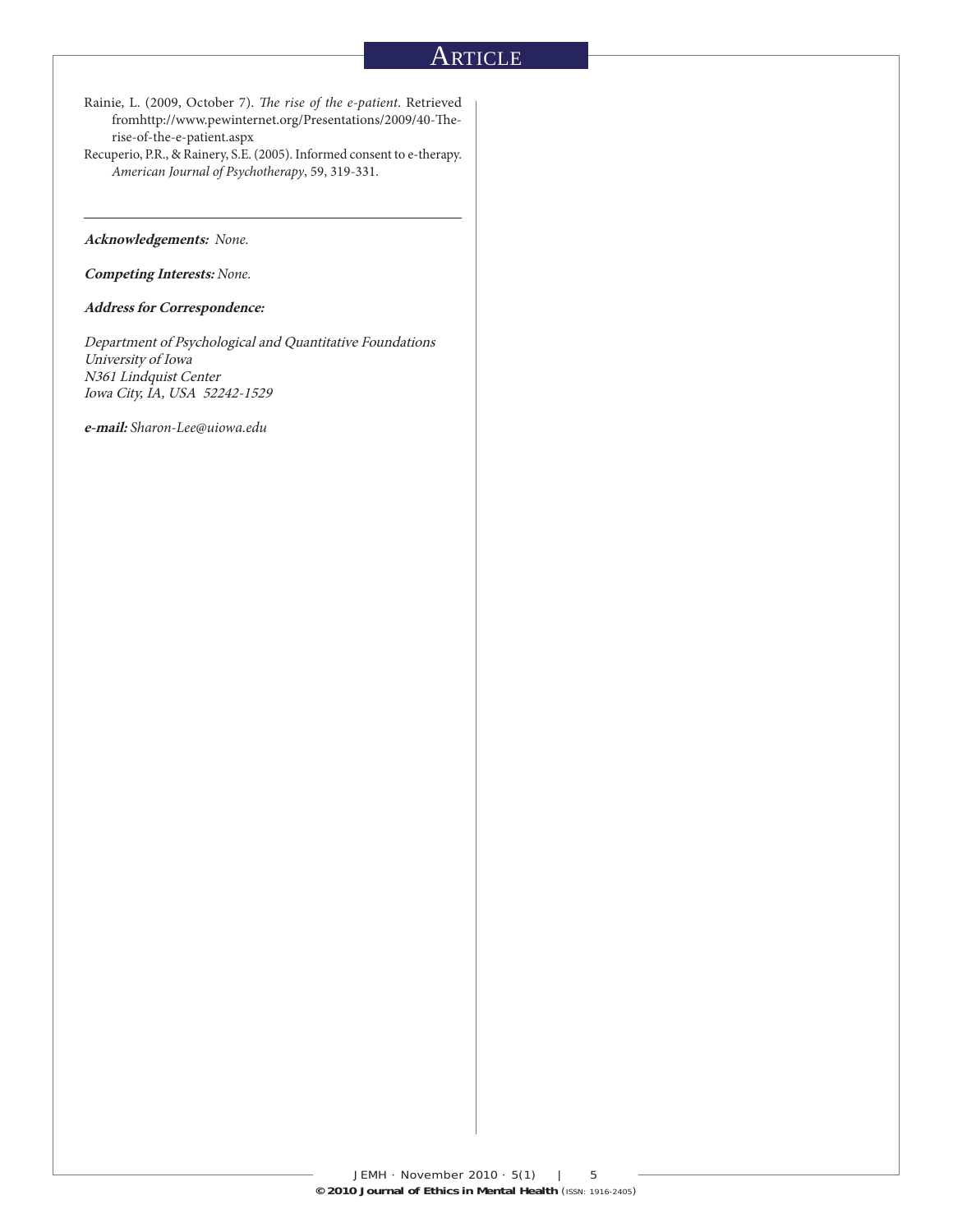Rainie, L. (2009, October 7). *The rise of the e-patient*. Retrieved fromhttp://www.pewinternet.org/Presentations/2009/40-The-rise-of-the-e-patient.aspx

Recuperio, P.R., & Rainery, S.E. (2005). Informed consent to e-therapy. *American Journal of Psychotherapy*, 59, 319-331.

---

***Acknowledgements:*** *None.*

***Competing Interests:*** *None.*

***Address for Correspondence:***

*Department of Psychological and Quantitative Foundations*
*University of Iowa*
*N361 Lindquist Center*
*Iowa City, IA, USA 52242-1529*

***e-mail:*** *Sharon-Lee@uiowa.edu*